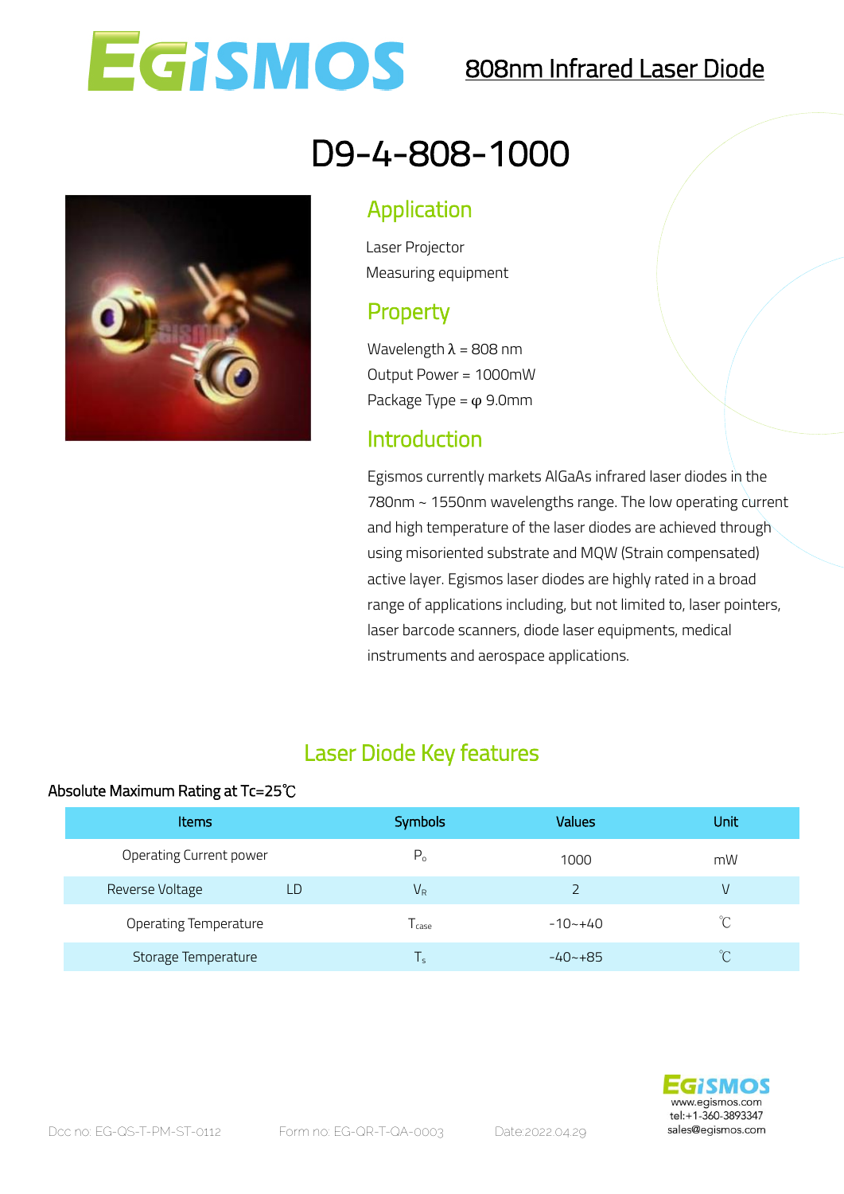# 808nm Infrared Laser Diode

# D9-4-808-1000

## Application

Laser Projector

Measuring equipment

## Property

Wavelength λ = 808 nm

Output Power = 1000mW

Package Type = φ 9.0mm

## Introduction

Egismos currently markets AlGaAs infrared laser diodes in the 780nm ~ 1550nm wavelengths range. The low operating current and high temperature of the laser diodes are achieved through using misoriented substrate and MQW (Strain compensated) active layer. Egismos laser diodes are highly rated in a broad range of applications including, but not limited to, laser pointers, laser barcode scanners, diode laser equipments, medical instruments and aerospace applications.

## Laser Diode Key features

Absolute Maximum Rating at Tc=25℃

| Items | | Symbols | Values | Unit |
|---|---|---|---|---|
| Operating Current power | | $P_o$ | 1000 | mW |
| Reverse Voltage | LD | $V_R$ | 2 | V |
| Operating Temperature | | $T_{case}$ | -10~+40 | ℃ |
| Storage Temperature | | $T_s$ | -40~+85 | ℃ |

www.egismos.com
tel:+1-360-3893347
sales@egismos.com

Dcc no: EG-QS-T-PM-ST-0112 Form no: EG-QR-T-QA-0003 Date:2022.04.29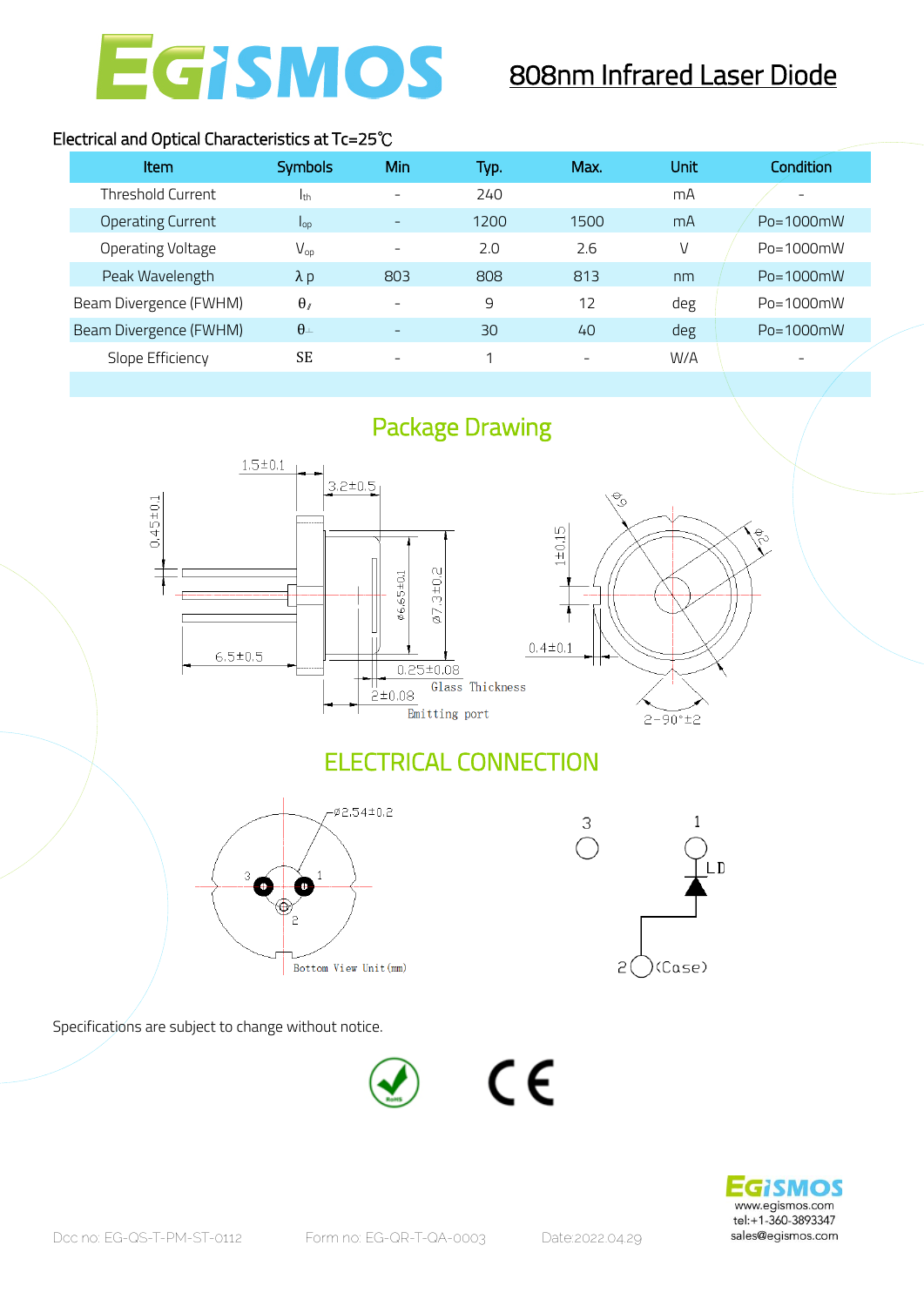# 808nm Infrared Laser Diode

Electrical and Optical Characteristics at Tc=25℃

| Item | Symbols | Min | Typ. | Max. | Unit | Condition |
|---|---|---|---|---|---|---|
| Threshold Current | $I_{th}$ | - | 240 | | mA | - |
| Operating Current | $I_{op}$ | - | 1200 | 1500 | mA | Po=1000mW |
| Operating Voltage | $V_{op}$ | - | 2.0 | 2.6 | V | Po=1000mW |
| Peak Wavelength | λp | 803 | 808 | 813 | nm | Po=1000mW |
| Beam Divergence (FWHM) | $\theta_{/\!/}$ | - | 9 | 12 | deg | Po=1000mW |
| Beam Divergence (FWHM) | $\theta_{\perp}$ | - | 30 | 40 | deg | Po=1000mW |
| Slope Efficiency | SE | - | 1 | - | W/A | - |

## Package Drawing

1.5±0.1
3.2±0.5
0.45±0.1
Ø6.65±0.1
Ø7.3±0.2
6.5±0.5
0.25±0.08
Glass Thickness
2±0.08
Emitting port
Ø9
Ø2
1±0.15
0.4±0.1
2-90°±2

## ELECTRICAL CONNECTION

Ø2.54±0.2
3
1
2
Bottom View Unit(mm)

3
1
LD
2 (Case)

Specifications are subject to change without notice.

Dcc no: EG-QS-T-PM-ST-0112
Form no: EG-QR-T-QA-0003
Date:2022.04.29

www.egismos.com
tel:+1-360-3893347
sales@egismos.com